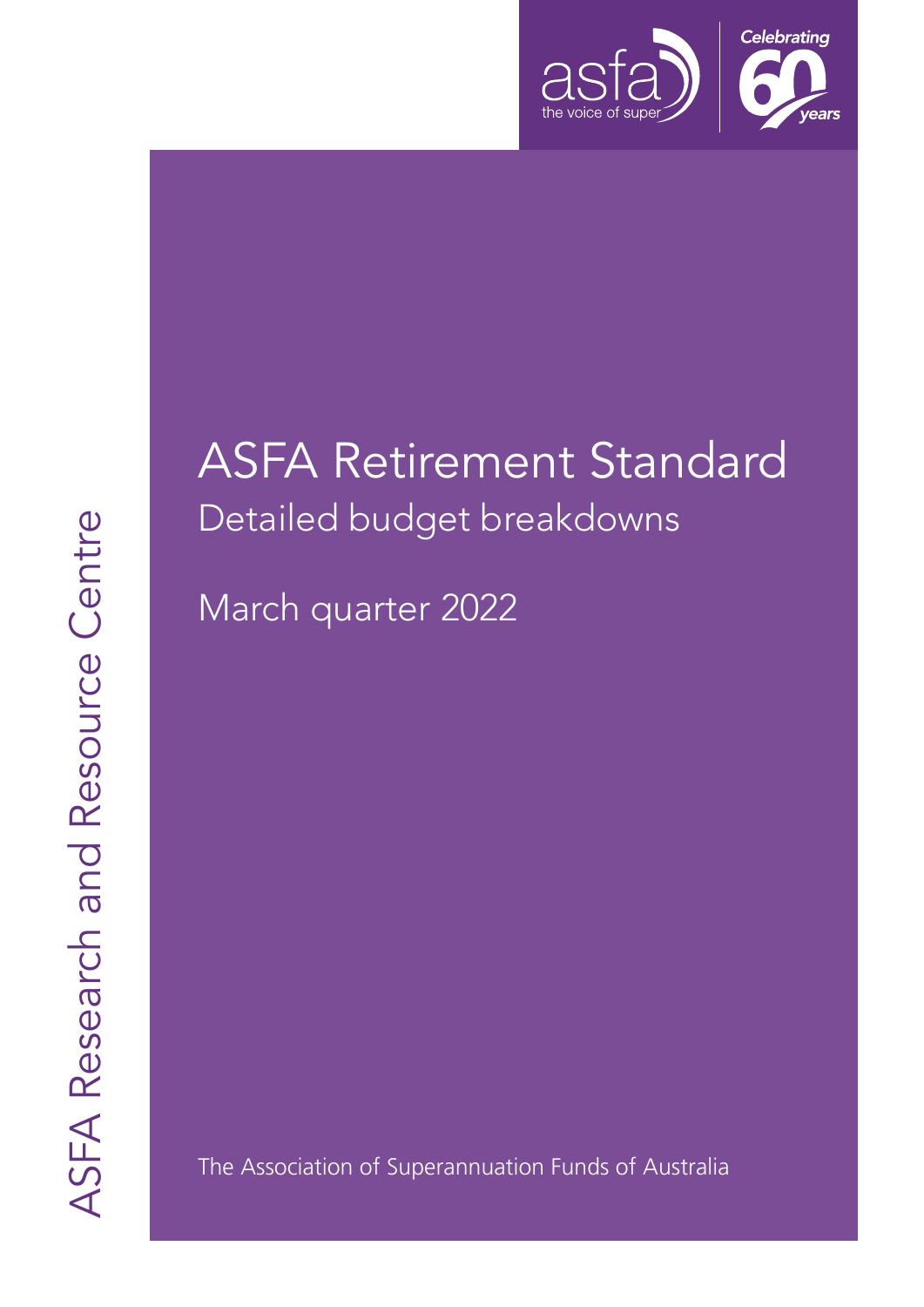asfa the voice of super

Celebrating 60 years

# ASFA Retirement Standard

## Detailed budget breakdowns

March quarter 2022

The Association of Superannuation Funds of Australia

ASFA Research and Resource Centre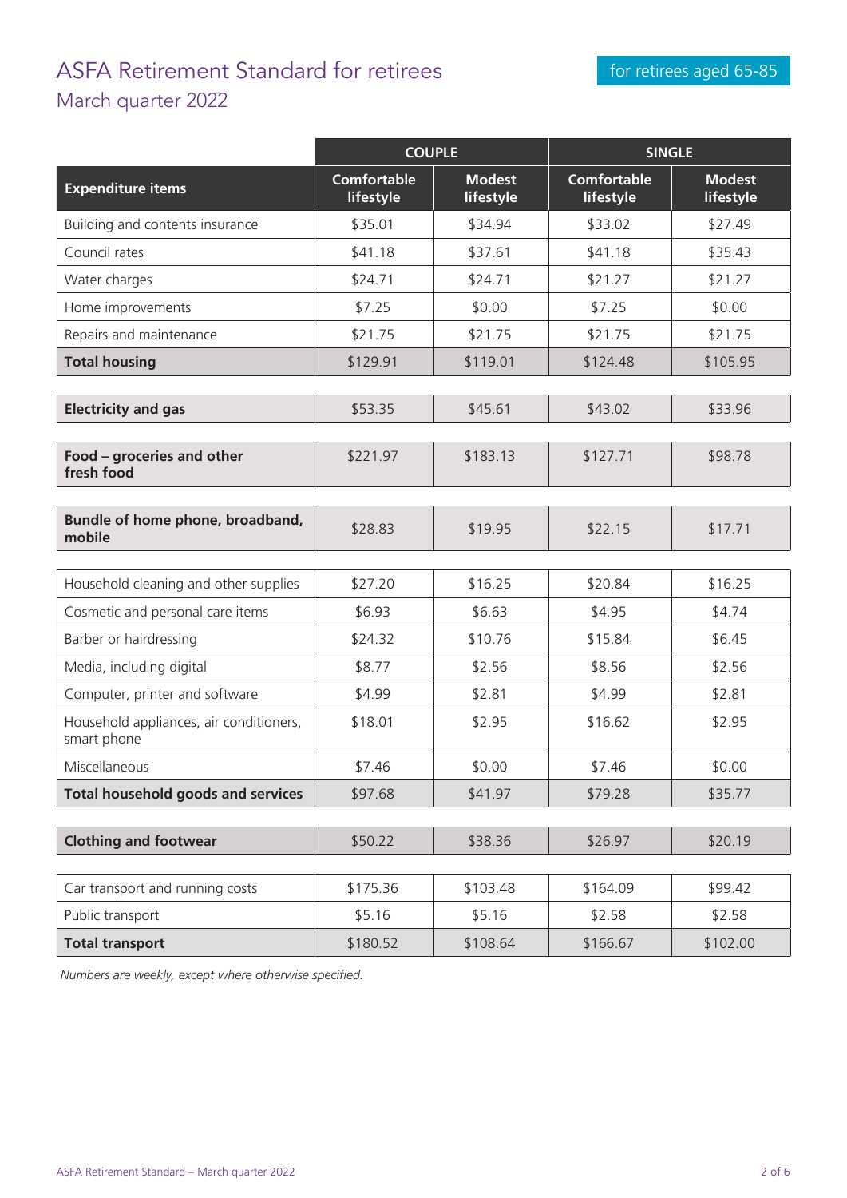# ASFA Retirement Standard for retirees

## March quarter 2022

for retirees aged 65-85

| | COUPLE | | SINGLE | |
|---|---|---|---|---|
| **Expenditure items** | **Comfortable lifestyle** | **Modest lifestyle** | **Comfortable lifestyle** | **Modest lifestyle** |
| Building and contents insurance | $35.01 | $34.94 | $33.02 | $27.49 |
| Council rates | $41.18 | $37.61 | $41.18 | $35.43 |
| Water charges | $24.71 | $24.71 | $21.27 | $21.27 |
| Home improvements | $7.25 | $0.00 | $7.25 | $0.00 |
| Repairs and maintenance | $21.75 | $21.75 | $21.75 | $21.75 |
| **Total housing** | $129.91 | $119.01 | $124.48 | $105.95 |
| **Electricity and gas** | $53.35 | $45.61 | $43.02 | $33.96 |
| **Food – groceries and other fresh food** | $221.97 | $183.13 | $127.71 | $98.78 |
| **Bundle of home phone, broadband, mobile** | $28.83 | $19.95 | $22.15 | $17.71 |
| Household cleaning and other supplies | $27.20 | $16.25 | $20.84 | $16.25 |
| Cosmetic and personal care items | $6.93 | $6.63 | $4.95 | $4.74 |
| Barber or hairdressing | $24.32 | $10.76 | $15.84 | $6.45 |
| Media, including digital | $8.77 | $2.56 | $8.56 | $2.56 |
| Computer, printer and software | $4.99 | $2.81 | $4.99 | $2.81 |
| Household appliances, air conditioners, smart phone | $18.01 | $2.95 | $16.62 | $2.95 |
| Miscellaneous | $7.46 | $0.00 | $7.46 | $0.00 |
| **Total household goods and services** | $97.68 | $41.97 | $79.28 | $35.77 |
| **Clothing and footwear** | $50.22 | $38.36 | $26.97 | $20.19 |
| Car transport and running costs | $175.36 | $103.48 | $164.09 | $99.42 |
| Public transport | $5.16 | $5.16 | $2.58 | $2.58 |
| **Total transport** | $180.52 | $108.64 | $166.67 | $102.00 |

*Numbers are weekly, except where otherwise specified.*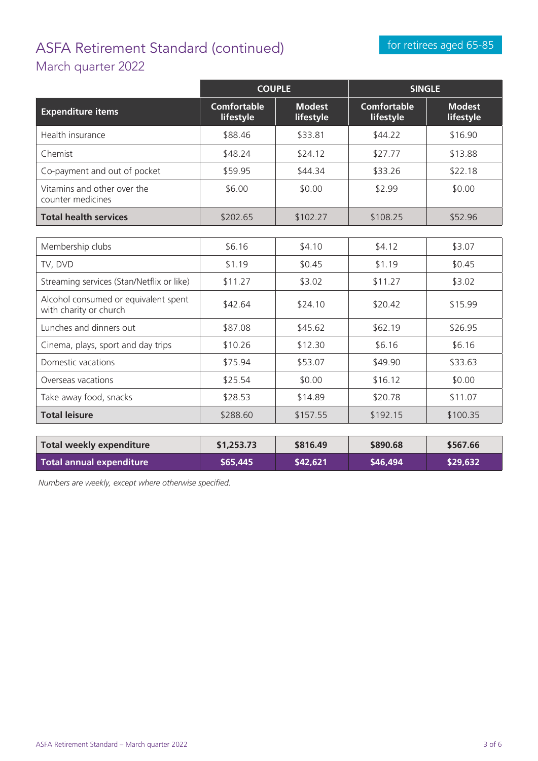# ASFA Retirement Standard (continued)

## March quarter 2022

for retirees aged 65-85

| | COUPLE | | SINGLE | |
|---|---|---|---|---|
| **Expenditure items** | **Comfortable lifestyle** | **Modest lifestyle** | **Comfortable lifestyle** | **Modest lifestyle** |
| Health insurance | $88.46 | $33.81 | $44.22 | $16.90 |
| Chemist | $48.24 | $24.12 | $27.77 | $13.88 |
| Co-payment and out of pocket | $59.95 | $44.34 | $33.26 | $22.18 |
| Vitamins and other over the counter medicines | $6.00 | $0.00 | $2.99 | $0.00 |
| **Total health services** | $202.65 | $102.27 | $108.25 | $52.96 |
| Membership clubs | $6.16 | $4.10 | $4.12 | $3.07 |
| TV, DVD | $1.19 | $0.45 | $1.19 | $0.45 |
| Streaming services (Stan/Netflix or like) | $11.27 | $3.02 | $11.27 | $3.02 |
| Alcohol consumed or equivalent spent with charity or church | $42.64 | $24.10 | $20.42 | $15.99 |
| Lunches and dinners out | $87.08 | $45.62 | $62.19 | $26.95 |
| Cinema, plays, sport and day trips | $10.26 | $12.30 | $6.16 | $6.16 |
| Domestic vacations | $75.94 | $53.07 | $49.90 | $33.63 |
| Overseas vacations | $25.54 | $0.00 | $16.12 | $0.00 |
| Take away food, snacks | $28.53 | $14.89 | $20.78 | $11.07 |
| **Total leisure** | $288.60 | $157.55 | $192.15 | $100.35 |
| **Total weekly expenditure** | **$1,253.73** | **$816.49** | **$890.68** | **$567.66** |
| **Total annual expenditure** | **$65,445** | **$42,621** | **$46,494** | **$29,632** |

*Numbers are weekly, except where otherwise specified.*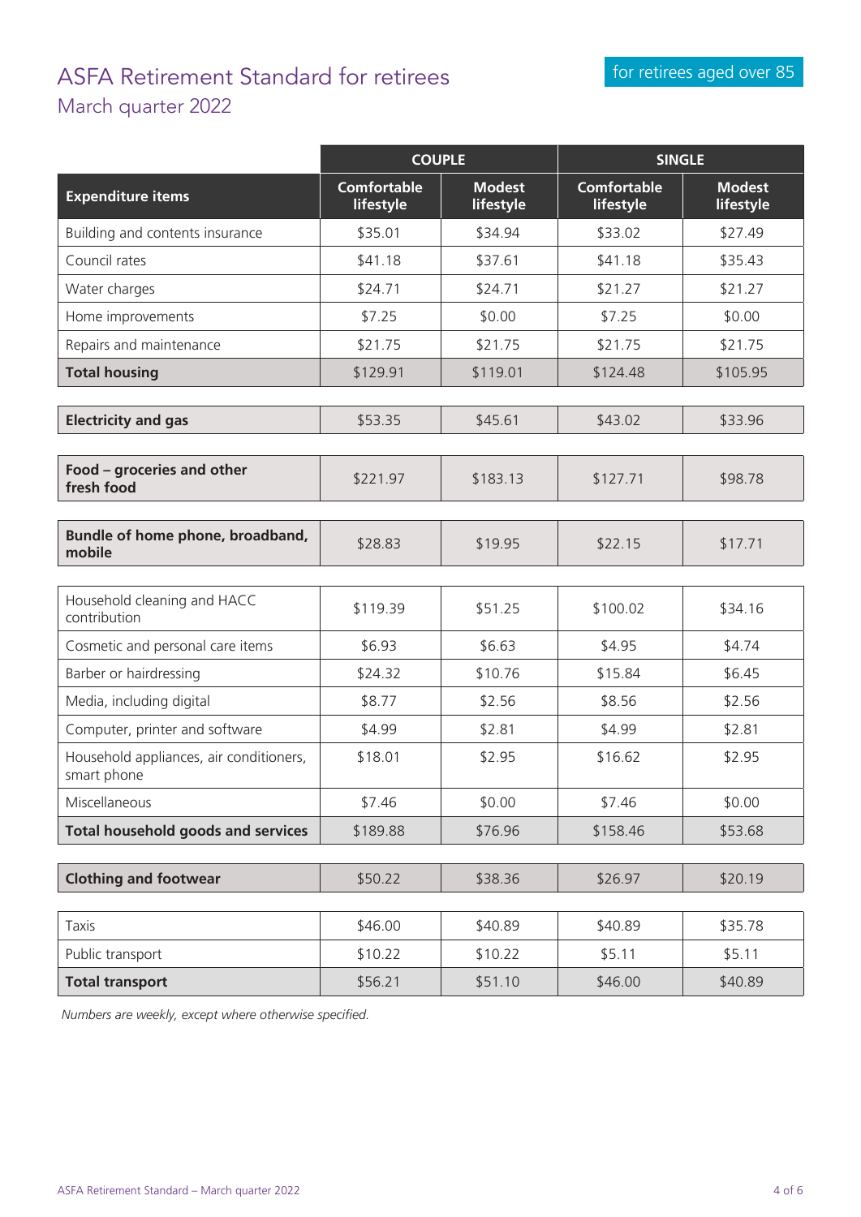# ASFA Retirement Standard for retirees

## March quarter 2022

for retirees aged over 85

| | COUPLE | | SINGLE | |
|---|---|---|---|---|
| **Expenditure items** | **Comfortable lifestyle** | **Modest lifestyle** | **Comfortable lifestyle** | **Modest lifestyle** |
| Building and contents insurance | $35.01 | $34.94 | $33.02 | $27.49 |
| Council rates | $41.18 | $37.61 | $41.18 | $35.43 |
| Water charges | $24.71 | $24.71 | $21.27 | $21.27 |
| Home improvements | $7.25 | $0.00 | $7.25 | $0.00 |
| Repairs and maintenance | $21.75 | $21.75 | $21.75 | $21.75 |
| **Total housing** | $129.91 | $119.01 | $124.48 | $105.95 |
| **Electricity and gas** | $53.35 | $45.61 | $43.02 | $33.96 |
| **Food – groceries and other fresh food** | $221.97 | $183.13 | $127.71 | $98.78 |
| **Bundle of home phone, broadband, mobile** | $28.83 | $19.95 | $22.15 | $17.71 |
| Household cleaning and HACC contribution | $119.39 | $51.25 | $100.02 | $34.16 |
| Cosmetic and personal care items | $6.93 | $6.63 | $4.95 | $4.74 |
| Barber or hairdressing | $24.32 | $10.76 | $15.84 | $6.45 |
| Media, including digital | $8.77 | $2.56 | $8.56 | $2.56 |
| Computer, printer and software | $4.99 | $2.81 | $4.99 | $2.81 |
| Household appliances, air conditioners, smart phone | $18.01 | $2.95 | $16.62 | $2.95 |
| Miscellaneous | $7.46 | $0.00 | $7.46 | $0.00 |
| **Total household goods and services** | $189.88 | $76.96 | $158.46 | $53.68 |
| **Clothing and footwear** | $50.22 | $38.36 | $26.97 | $20.19 |
| Taxis | $46.00 | $40.89 | $40.89 | $35.78 |
| Public transport | $10.22 | $10.22 | $5.11 | $5.11 |
| **Total transport** | $56.21 | $51.10 | $46.00 | $40.89 |

*Numbers are weekly, except where otherwise specified.*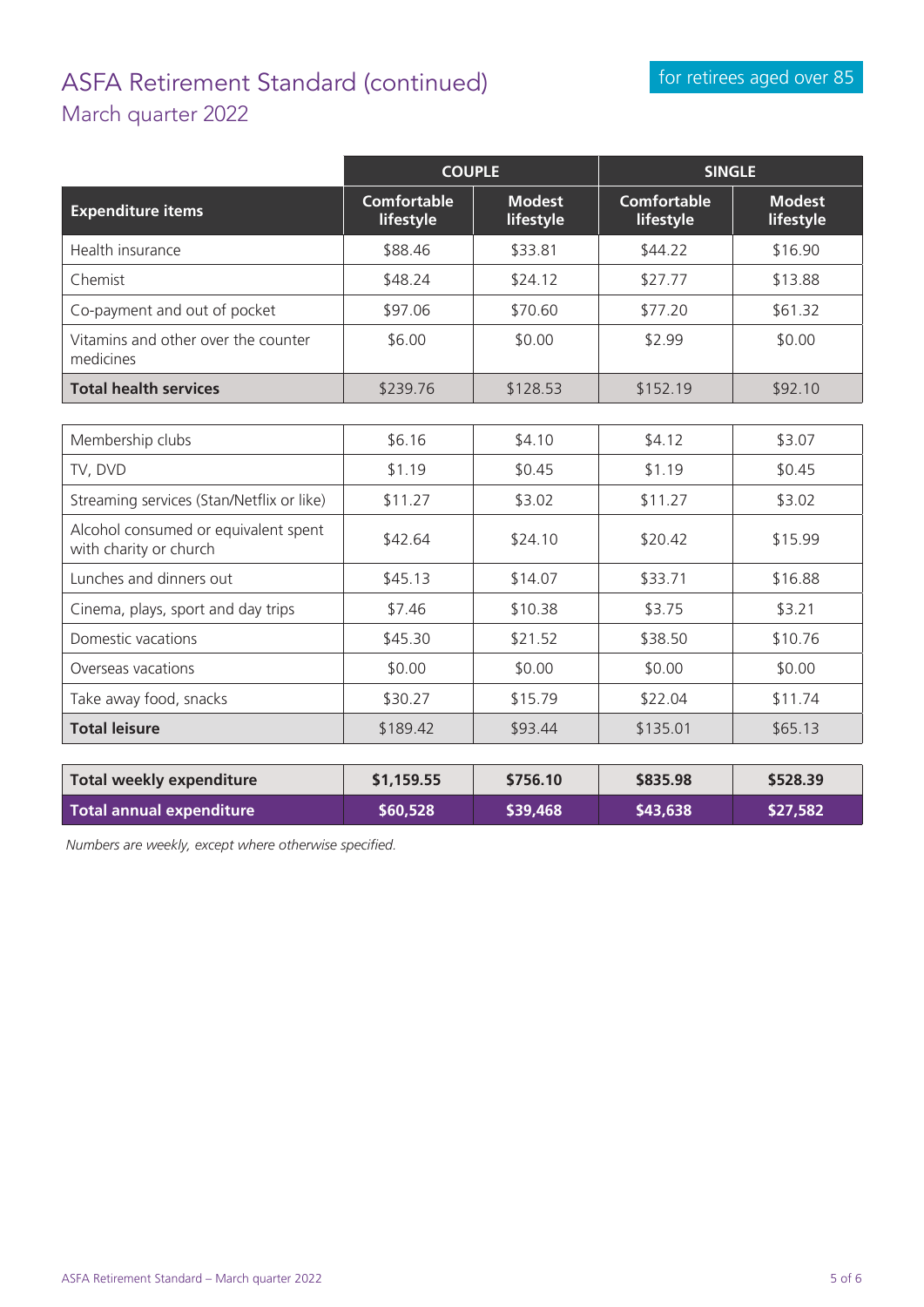# ASFA Retirement Standard (continued)

## March quarter 2022

for retirees aged over 85

| Expenditure items | COUPLE | | SINGLE | |
|---|---|---|---|---|
| | Comfortable lifestyle | Modest lifestyle | Comfortable lifestyle | Modest lifestyle |
| Health insurance | $88.46 | $33.81 | $44.22 | $16.90 |
| Chemist | $48.24 | $24.12 | $27.77 | $13.88 |
| Co-payment and out of pocket | $97.06 | $70.60 | $77.20 | $61.32 |
| Vitamins and other over the counter medicines | $6.00 | $0.00 | $2.99 | $0.00 |
| **Total health services** | $239.76 | $128.53 | $152.19 | $92.10 |
| Membership clubs | $6.16 | $4.10 | $4.12 | $3.07 |
| TV, DVD | $1.19 | $0.45 | $1.19 | $0.45 |
| Streaming services (Stan/Netflix or like) | $11.27 | $3.02 | $11.27 | $3.02 |
| Alcohol consumed or equivalent spent with charity or church | $42.64 | $24.10 | $20.42 | $15.99 |
| Lunches and dinners out | $45.13 | $14.07 | $33.71 | $16.88 |
| Cinema, plays, sport and day trips | $7.46 | $10.38 | $3.75 | $3.21 |
| Domestic vacations | $45.30 | $21.52 | $38.50 | $10.76 |
| Overseas vacations | $0.00 | $0.00 | $0.00 | $0.00 |
| Take away food, snacks | $30.27 | $15.79 | $22.04 | $11.74 |
| **Total leisure** | $189.42 | $93.44 | $135.01 | $65.13 |
| **Total weekly expenditure** | **$1,159.55** | **$756.10** | **$835.98** | **$528.39** |
| **Total annual expenditure** | **$60,528** | **$39,468** | **$43,638** | **$27,582** |

*Numbers are weekly, except where otherwise specified.*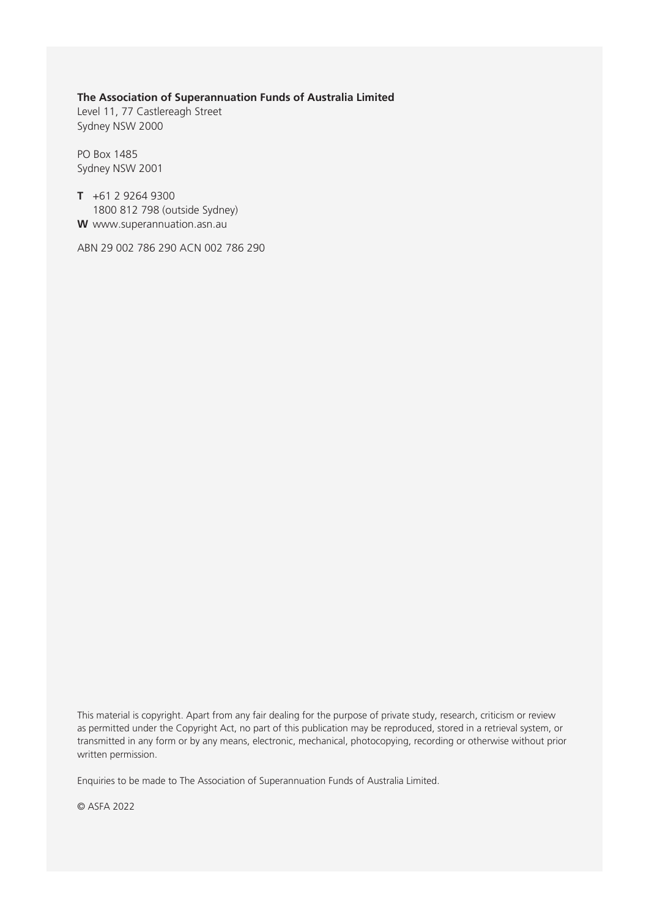**The Association of Superannuation Funds of Australia Limited**
Level 11, 77 Castlereagh Street
Sydney NSW 2000

PO Box 1485
Sydney NSW 2001

**T** +61 2 9264 9300
1800 812 798 (outside Sydney)
**W** www.superannuation.asn.au

ABN 29 002 786 290 ACN 002 786 290

This material is copyright. Apart from any fair dealing for the purpose of private study, research, criticism or review as permitted under the Copyright Act, no part of this publication may be reproduced, stored in a retrieval system, or transmitted in any form or by any means, electronic, mechanical, photocopying, recording or otherwise without prior written permission.

Enquiries to be made to The Association of Superannuation Funds of Australia Limited.

© ASFA 2022